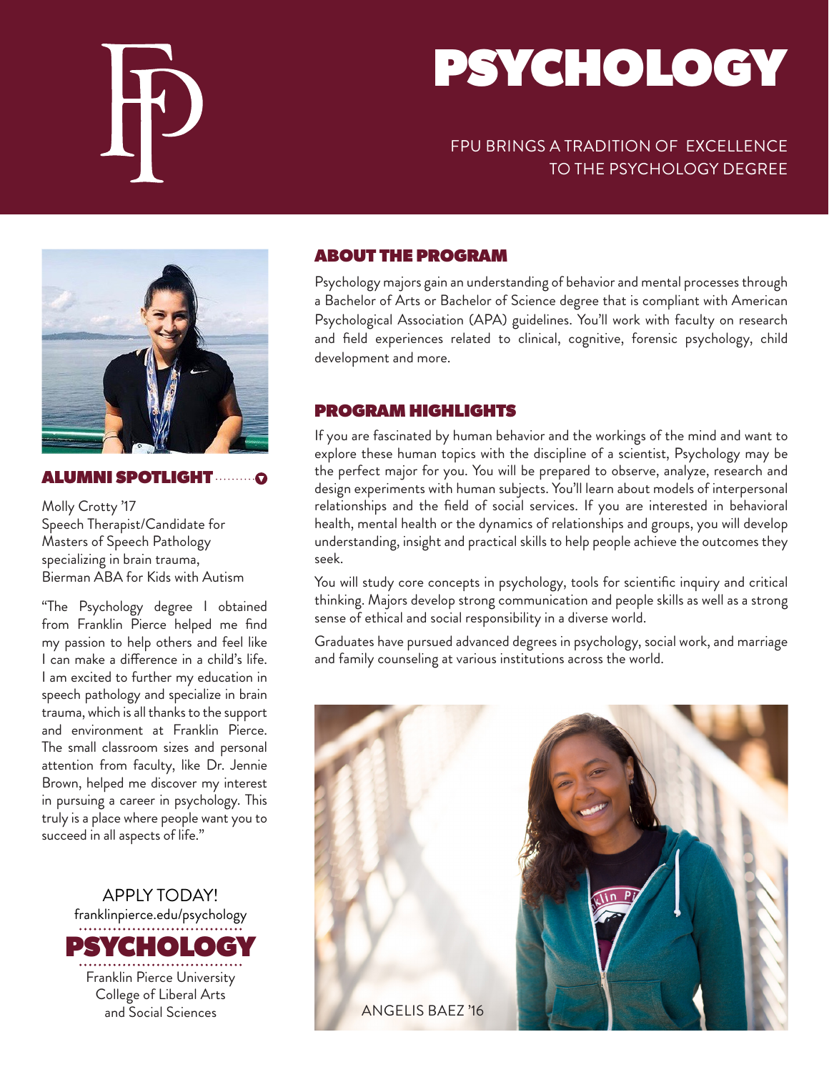# PSYCHOLOGY

FPU BRINGS A TRADITION OF EXCELLENCE TO THE PSYCHOLOGY DEGREE

## ABOUT THE PROGRAM

Psychology majors gain an understanding of behavior and mental processes through a Bachelor of Arts or Bachelor of Science degree that is compliant with American Psychological Association (APA) guidelines. You'll work with faculty on research and field experiences related to clinical, cognitive, forensic psychology, child development and more.

## PROGRAM HIGHLIGHTS

If you are fascinated by human behavior and the workings of the mind and want to explore these human topics with the discipline of a scientist, Psychology may be the perfect major for you. You will be prepared to observe, analyze, research and design experiments with human subjects. You'll learn about models of interpersonal relationships and the field of social services. If you are interested in behavioral health, mental health or the dynamics of relationships and groups, you will develop understanding, insight and practical skills to help people achieve the outcomes they seek.

You will study core concepts in psychology, tools for scientific inquiry and critical thinking. Majors develop strong communication and people skills as well as a strong sense of ethical and social responsibility in a diverse world.

Graduates have pursued advanced degrees in psychology, social work, and marriage and family counseling at various institutions across the world.

## ALUMNI SPOTLIGHT

Molly Crotty '17
Speech Therapist/Candidate for Masters of Speech Pathology specializing in brain trauma, Bierman ABA for Kids with Autism

"The Psychology degree I obtained from Franklin Pierce helped me find my passion to help others and feel like I can make a difference in a child's life. I am excited to further my education in speech pathology and specialize in brain trauma, which is all thanks to the support and environment at Franklin Pierce. The small classroom sizes and personal attention from faculty, like Dr. Jennie Brown, helped me discover my interest in pursuing a career in psychology. This truly is a place where people want you to succeed in all aspects of life."

APPLY TODAY!
franklinpierce.edu/psychology

**PSYCHOLOGY**

Franklin Pierce University
College of Liberal Arts and Social Sciences

ANGELIS BAEZ '16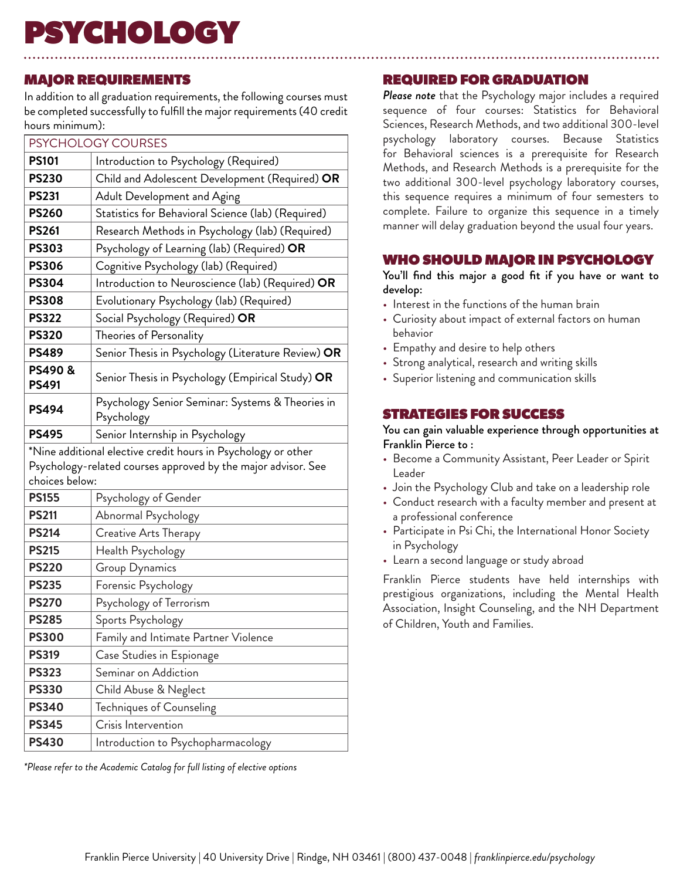# PSYCHOLOGY

## MAJOR REQUIREMENTS

In addition to all graduation requirements, the following courses must be completed successfully to fulfill the major requirements (40 credit hours minimum):

| PSYCHOLOGY COURSES | |
|---|---|
| **PS101** | Introduction to Psychology (Required) |
| **PS230** | Child and Adolescent Development (Required) **OR** |
| **PS231** | Adult Development and Aging |
| **PS260** | Statistics for Behavioral Science (lab) (Required) |
| **PS261** | Research Methods in Psychology (lab) (Required) |
| **PS303** | Psychology of Learning (lab) (Required) **OR** |
| **PS306** | Cognitive Psychology (lab) (Required) |
| **PS304** | Introduction to Neuroscience (lab) (Required) **OR** |
| **PS308** | Evolutionary Psychology (lab) (Required) |
| **PS322** | Social Psychology (Required) **OR** |
| **PS320** | Theories of Personality |
| **PS489** | Senior Thesis in Psychology (Literature Review) **OR** |
| **PS490 & PS491** | Senior Thesis in Psychology (Empirical Study) **OR** |
| **PS494** | Psychology Senior Seminar: Systems & Theories in Psychology |
| **PS495** | Senior Internship in Psychology |
| *Nine additional elective credit hours in Psychology or other Psychology-related courses approved by the major advisor. See choices below: | |
| **PS155** | Psychology of Gender |
| **PS211** | Abnormal Psychology |
| **PS214** | Creative Arts Therapy |
| **PS215** | Health Psychology |
| **PS220** | Group Dynamics |
| **PS235** | Forensic Psychology |
| **PS270** | Psychology of Terrorism |
| **PS285** | Sports Psychology |
| **PS300** | Family and Intimate Partner Violence |
| **PS319** | Case Studies in Espionage |
| **PS323** | Seminar on Addiction |
| **PS330** | Child Abuse & Neglect |
| **PS340** | Techniques of Counseling |
| **PS345** | Crisis Intervention |
| **PS430** | Introduction to Psychopharmacology |

*\*Please refer to the Academic Catalog for full listing of elective options*

## REQUIRED FOR GRADUATION

***Please note*** that the Psychology major includes a required sequence of four courses: Statistics for Behavioral Sciences, Research Methods, and two additional 300-level psychology laboratory courses. Because Statistics for Behavioral sciences is a prerequisite for Research Methods, and Research Methods is a prerequisite for the two additional 300-level psychology laboratory courses, this sequence requires a minimum of four semesters to complete. Failure to organize this sequence in a timely manner will delay graduation beyond the usual four years.

## WHO SHOULD MAJOR IN PSYCHOLOGY

**You'll find this major a good fit if you have or want to develop:**

- Interest in the functions of the human brain
- Curiosity about impact of external factors on human behavior
- Empathy and desire to help others
- Strong analytical, research and writing skills
- Superior listening and communication skills

## STRATEGIES FOR SUCCESS

**You can gain valuable experience through opportunities at Franklin Pierce to :**

- Become a Community Assistant, Peer Leader or Spirit Leader
- Join the Psychology Club and take on a leadership role
- Conduct research with a faculty member and present at a professional conference
- Participate in Psi Chi, the International Honor Society in Psychology
- Learn a second language or study abroad

Franklin Pierce students have held internships with prestigious organizations, including the Mental Health Association, Insight Counseling, and the NH Department of Children, Youth and Families.

Franklin Pierce University | 40 University Drive | Rindge, NH 03461 | (800) 437-0048 | *franklinpierce.edu/psychology*